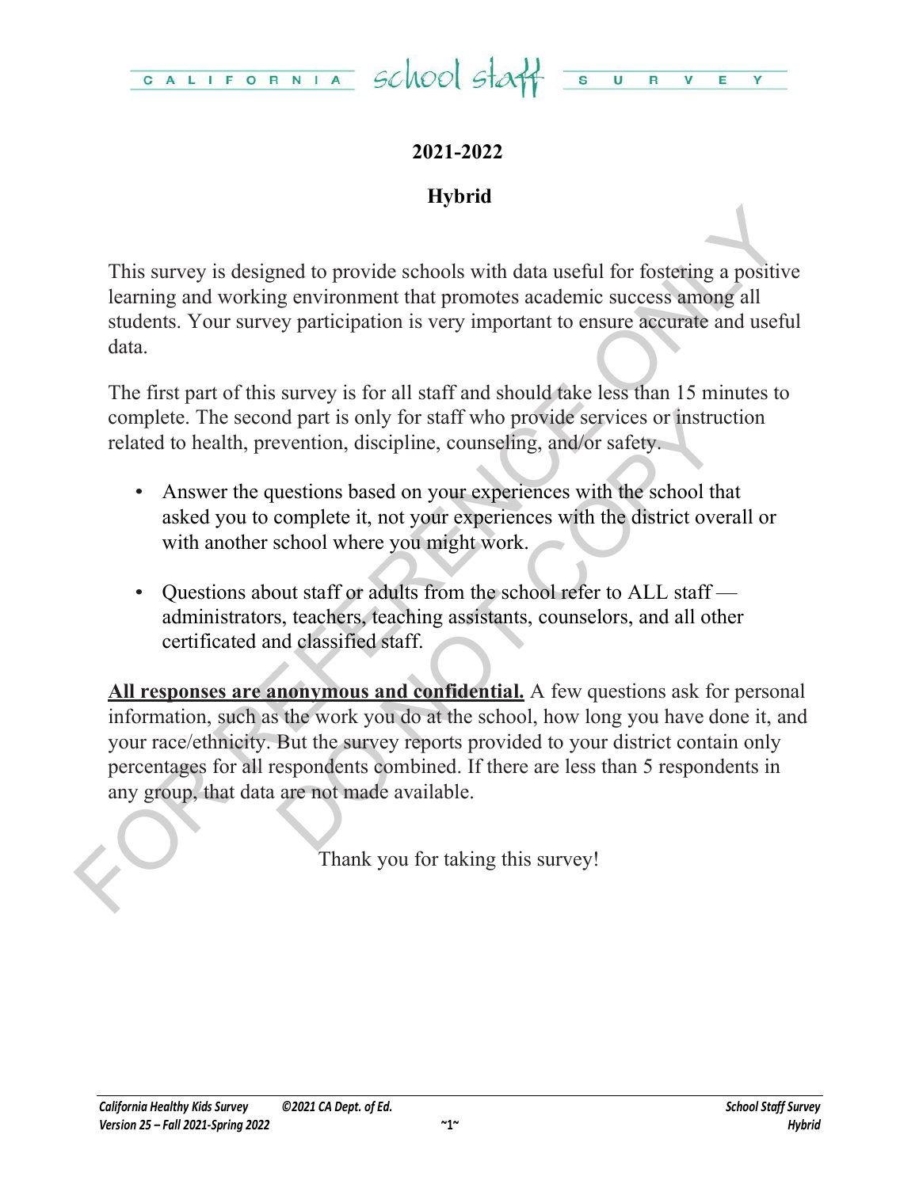# CALIFORNIA school staff SURVEY

## 2021-2022

## Hybrid

This survey is designed to provide schools with data useful for fostering a positive learning and working environment that promotes academic success among all students. Your survey participation is very important to ensure accurate and useful data.

The first part of this survey is for all staff and should take less than 15 minutes to complete. The second part is only for staff who provide services or instruction related to health, prevention, discipline, counseling, and/or safety.

- Answer the questions based on your experiences with the school that asked you to complete it, not your experiences with the district overall or with another school where you might work.
- Questions about staff or adults from the school refer to ALL staff — administrators, teachers, teaching assistants, counselors, and all other certificated and classified staff.

**All responses are anonymous and confidential.** A few questions ask for personal information, such as the work you do at the school, how long you have done it, and your race/ethnicity. But the survey reports provided to your district contain only percentages for all respondents combined. If there are less than 5 respondents in any group, that data are not made available.

Thank you for taking this survey!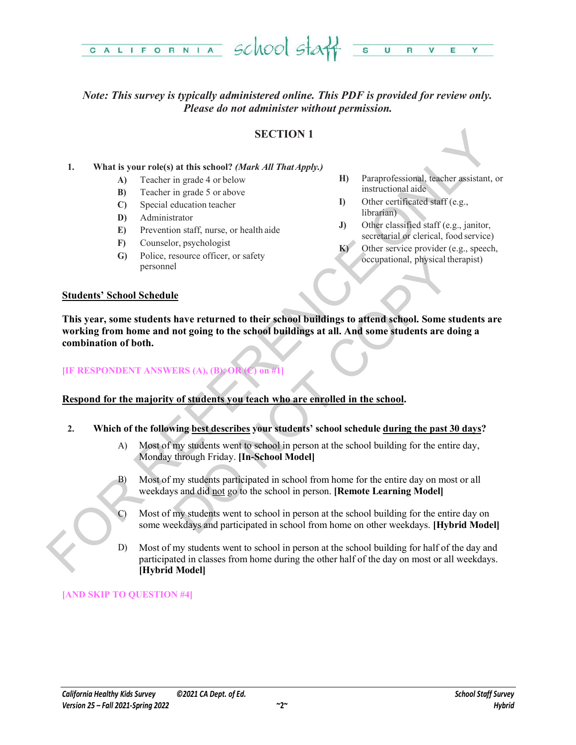*Note: This survey is typically administered online. This PDF is provided for review only. Please do not administer without permission.*

## SECTION 1

1. **What is your role(s) at this school?** ***(Mark All That Apply.)***
   - **A)** Teacher in grade 4 or below
   - **B)** Teacher in grade 5 or above
   - **C)** Special education teacher
   - **D)** Administrator
   - **E)** Prevention staff, nurse, or health aide
   - **F)** Counselor, psychologist
   - **G)** Police, resource officer, or safety personnel
   - **H)** Paraprofessional, teacher assistant, or instructional aide
   - **I)** Other certificated staff (e.g., librarian)
   - **J)** Other classified staff (e.g., janitor, secretarial or clerical, food service)
   - **K)** Other service provider (e.g., speech, occupational, physical therapist)

**Students' School Schedule**

**This year, some students have returned to their school buildings to attend school. Some students are working from home and not going to the school buildings at all. And some students are doing a combination of both.**

**[IF RESPONDENT ANSWERS (A), (B), OR (C) on #1]**

**Respond for the majority of students you teach who are enrolled in the school.**

2. **Which of the following best describes your students' school schedule during the past 30 days?**
   - A) Most of my students went to school in person at the school building for the entire day, Monday through Friday. **[In-School Model]**
   - B) Most of my students participated in school from home for the entire day on most or all weekdays and did not go to the school in person. **[Remote Learning Model]**
   - C) Most of my students went to school in person at the school building for the entire day on some weekdays and participated in school from home on other weekdays. **[Hybrid Model]**
   - D) Most of my students went to school in person at the school building for half of the day and participated in classes from home during the other half of the day on most or all weekdays. **[Hybrid Model]**

**[AND SKIP TO QUESTION #4]**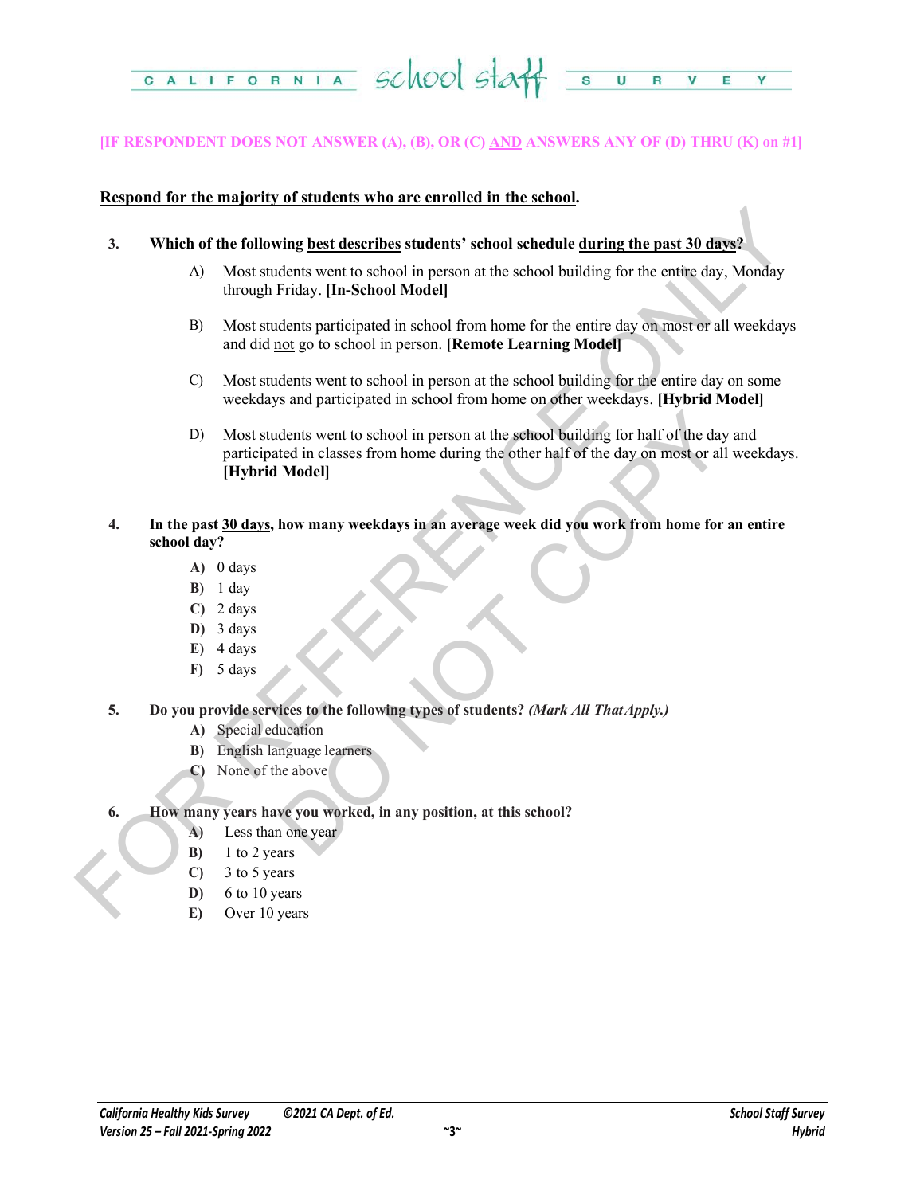[IF RESPONDENT DOES NOT ANSWER (A), (B), OR (C) AND ANSWERS ANY OF (D) THRU (K) on #1]

**Respond for the majority of students who are enrolled in the school.**

3. **Which of the following best describes students' school schedule during the past 30 days?**

   A) Most students went to school in person at the school building for the entire day, Monday through Friday. **[In-School Model]**

   B) Most students participated in school from home for the entire day on most or all weekdays and did not go to school in person. **[Remote Learning Model]**

   C) Most students went to school in person at the school building for the entire day on some weekdays and participated in school from home on other weekdays. **[Hybrid Model]**

   D) Most students went to school in person at the school building for half of the day and participated in classes from home during the other half of the day on most or all weekdays. **[Hybrid Model]**

4. **In the past 30 days, how many weekdays in an average week did you work from home for an entire school day?**
   - **A)** 0 days
   - **B)** 1 day
   - **C)** 2 days
   - **D)** 3 days
   - **E)** 4 days
   - **F)** 5 days

5. **Do you provide services to the following types of students?** ***(Mark All That Apply.)***
   - **A)** Special education
   - **B)** English language learners
   - **C)** None of the above

6. **How many years have you worked, in any position, at this school?**
   - **A)** Less than one year
   - **B)** 1 to 2 years
   - **C)** 3 to 5 years
   - **D)** 6 to 10 years
   - **E)** Over 10 years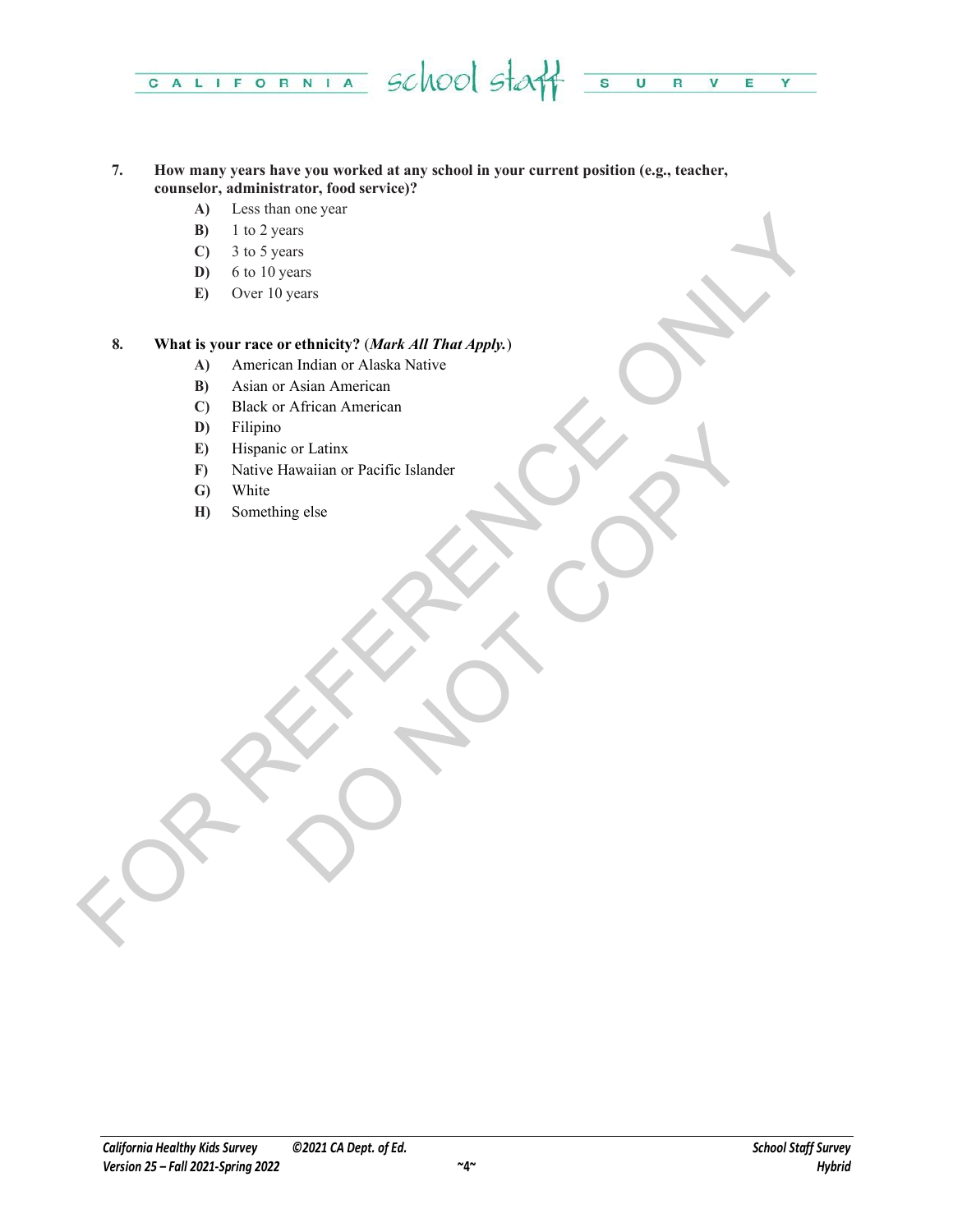7. **How many years have you worked at any school in your current position (e.g., teacher, counselor, administrator, food service)?**
   - **A)** Less than one year
   - **B)** 1 to 2 years
   - **C)** 3 to 5 years
   - **D)** 6 to 10 years
   - **E)** Over 10 years

8. **What is your race or ethnicity?** (***Mark All That Apply.***)
   - **A)** American Indian or Alaska Native
   - **B)** Asian or Asian American
   - **C)** Black or African American
   - **D)** Filipino
   - **E)** Hispanic or Latinx
   - **F)** Native Hawaiian or Pacific Islander
   - **G)** White
   - **H)** Something else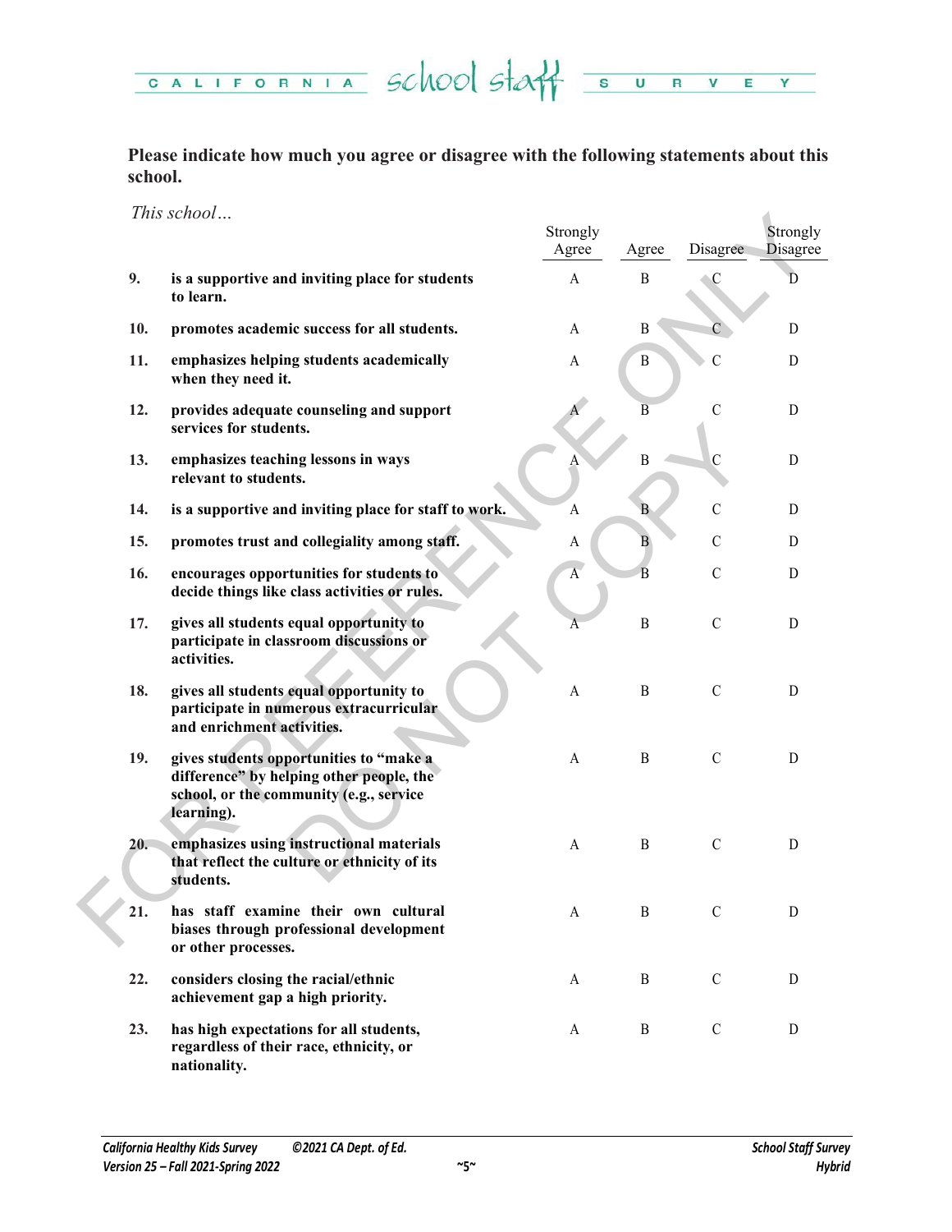**Please indicate how much you agree or disagree with the following statements about this school.**

*This school…*

| | | Strongly Agree | Agree | Disagree | Strongly Disagree |
|---|---|---|---|---|---|
| 9. | **is a supportive and inviting place for students to learn.** | A | B | C | D |
| 10. | **promotes academic success for all students.** | A | B | C | D |
| 11. | **emphasizes helping students academically when they need it.** | A | B | C | D |
| 12. | **provides adequate counseling and support services for students.** | A | B | C | D |
| 13. | **emphasizes teaching lessons in ways relevant to students.** | A | B | C | D |
| 14. | **is a supportive and inviting place for staff to work.** | A | B | C | D |
| 15. | **promotes trust and collegiality among staff.** | A | B | C | D |
| 16. | **encourages opportunities for students to decide things like class activities or rules.** | A | B | C | D |
| 17. | **gives all students equal opportunity to participate in classroom discussions or activities.** | A | B | C | D |
| 18. | **gives all students equal opportunity to participate in numerous extracurricular and enrichment activities.** | A | B | C | D |
| 19. | **gives students opportunities to "make a difference" by helping other people, the school, or the community (e.g., service learning).** | A | B | C | D |
| 20. | **emphasizes using instructional materials that reflect the culture or ethnicity of its students.** | A | B | C | D |
| 21. | **has staff examine their own cultural biases through professional development or other processes.** | A | B | C | D |
| 22. | **considers closing the racial/ethnic achievement gap a high priority.** | A | B | C | D |
| 23. | **has high expectations for all students, regardless of their race, ethnicity, or nationality.** | A | B | C | D |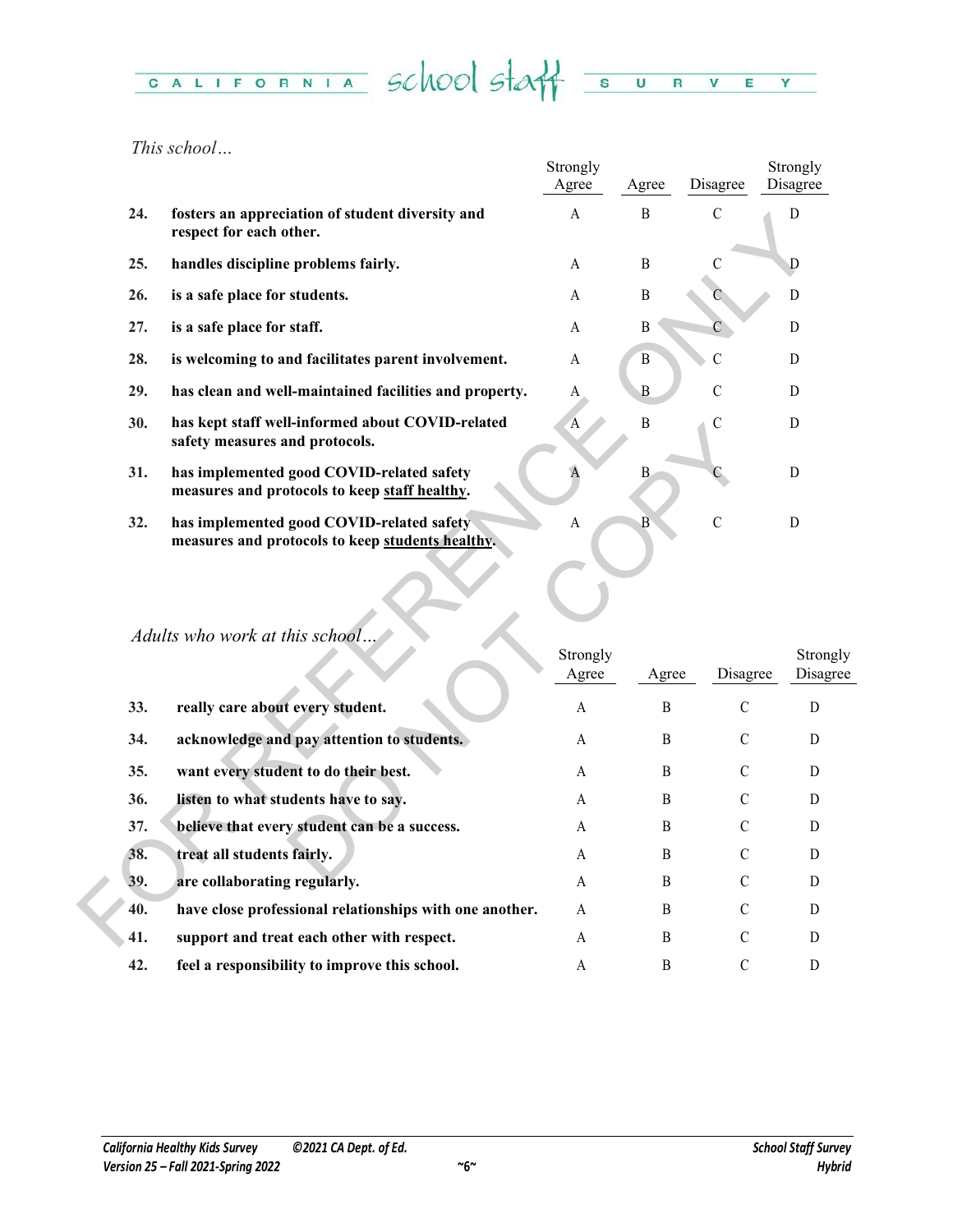*This school…*

| | | Strongly Agree | Agree | Disagree | Strongly Disagree |
|---|---|---|---|---|---|
| 24. | **fosters an appreciation of student diversity and respect for each other.** | A | B | C | D |
| 25. | **handles discipline problems fairly.** | A | B | C | D |
| 26. | **is a safe place for students.** | A | B | C | D |
| 27. | **is a safe place for staff.** | A | B | C | D |
| 28. | **is welcoming to and facilitates parent involvement.** | A | B | C | D |
| 29. | **has clean and well-maintained facilities and property.** | A | B | C | D |
| 30. | **has kept staff well-informed about COVID-related safety measures and protocols.** | A | B | C | D |
| 31. | **has implemented good COVID-related safety measures and protocols to keep <u>staff healthy</u>.** | A | B | C | D |
| 32. | **has implemented good COVID-related safety measures and protocols to keep <u>students healthy</u>.** | A | B | C | D |

*Adults who work at this school…*

| | | Strongly Agree | Agree | Disagree | Strongly Disagree |
|---|---|---|---|---|---|
| 33. | **really care about every student.** | A | B | C | D |
| 34. | **acknowledge and pay attention to students.** | A | B | C | D |
| 35. | **want every student to do their best.** | A | B | C | D |
| 36. | **listen to what students have to say.** | A | B | C | D |
| 37. | **believe that every student can be a success.** | A | B | C | D |
| 38. | **treat all students fairly.** | A | B | C | D |
| 39. | **are collaborating regularly.** | A | B | C | D |
| 40. | **have close professional relationships with one another.** | A | B | C | D |
| 41. | **support and treat each other with respect.** | A | B | C | D |
| 42. | **feel a responsibility to improve this school.** | A | B | C | D |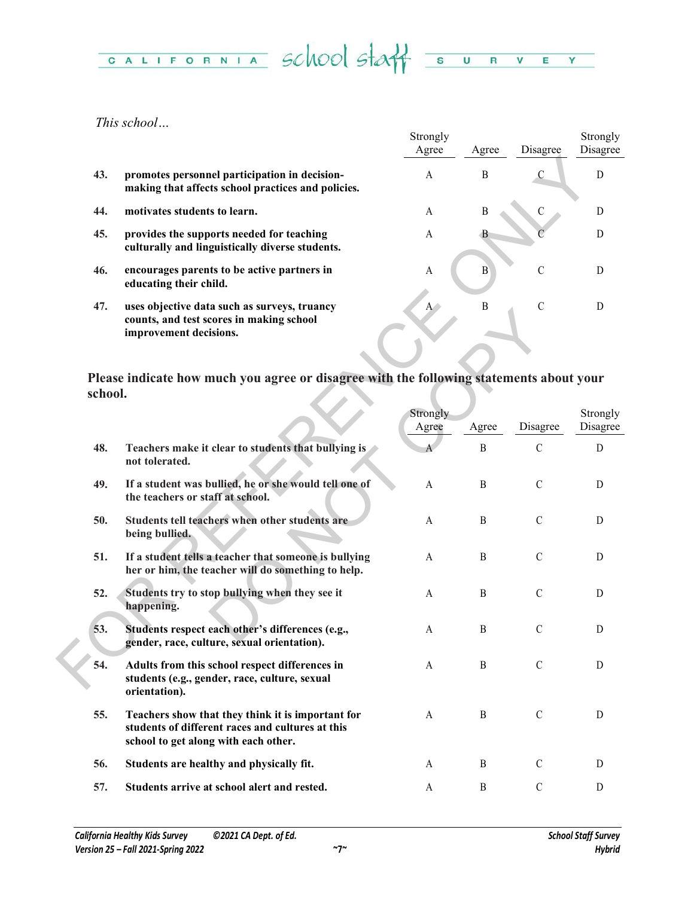*This school…*

| | | Strongly Agree | Agree | Disagree | Strongly Disagree |
|---|---|---|---|---|---|
| **43.** | **promotes personnel participation in decision-making that affects school practices and policies.** | A | B | C | D |
| **44.** | **motivates students to learn.** | A | B | C | D |
| **45.** | **provides the supports needed for teaching culturally and linguistically diverse students.** | A | B | C | D |
| **46.** | **encourages parents to be active partners in educating their child.** | A | B | C | D |
| **47.** | **uses objective data such as surveys, truancy counts, and test scores in making school improvement decisions.** | A | B | C | D |

**Please indicate how much you agree or disagree with the following statements about your school.**

| | | Strongly Agree | Agree | Disagree | Strongly Disagree |
|---|---|---|---|---|---|
| **48.** | **Teachers make it clear to students that bullying is not tolerated.** | A | B | C | D |
| **49.** | **If a student was bullied, he or she would tell one of the teachers or staff at school.** | A | B | C | D |
| **50.** | **Students tell teachers when other students are being bullied.** | A | B | C | D |
| **51.** | **If a student tells a teacher that someone is bullying her or him, the teacher will do something to help.** | A | B | C | D |
| **52.** | **Students try to stop bullying when they see it happening.** | A | B | C | D |
| **53.** | **Students respect each other's differences (e.g., gender, race, culture, sexual orientation).** | A | B | C | D |
| **54.** | **Adults from this school respect differences in students (e.g., gender, race, culture, sexual orientation).** | A | B | C | D |
| **55.** | **Teachers show that they think it is important for students of different races and cultures at this school to get along with each other.** | A | B | C | D |
| **56.** | **Students are healthy and physically fit.** | A | B | C | D |
| **57.** | **Students arrive at school alert and rested.** | A | B | C | D |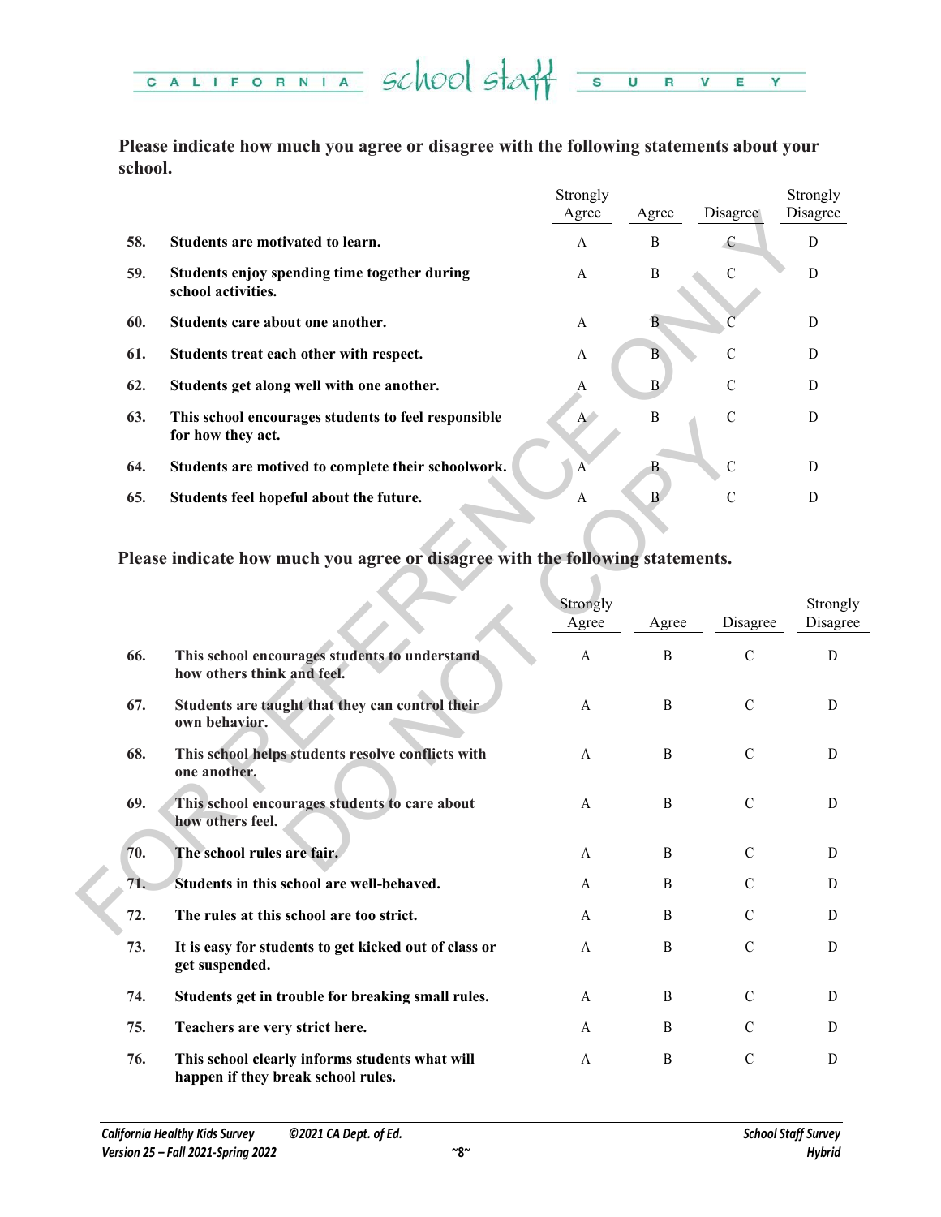**Please indicate how much you agree or disagree with the following statements about your school.**

| | | Strongly Agree | Agree | Disagree | Strongly Disagree |
|---|---|---|---|---|---|
| **58.** | **Students are motivated to learn.** | A | B | C | D |
| **59.** | **Students enjoy spending time together during school activities.** | A | B | C | D |
| **60.** | **Students care about one another.** | A | B | C | D |
| **61.** | **Students treat each other with respect.** | A | B | C | D |
| **62.** | **Students get along well with one another.** | A | B | C | D |
| **63.** | **This school encourages students to feel responsible for how they act.** | A | B | C | D |
| **64.** | **Students are motived to complete their schoolwork.** | A | B | C | D |
| **65.** | **Students feel hopeful about the future.** | A | B | C | D |

**Please indicate how much you agree or disagree with the following statements.**

| | | Strongly Agree | Agree | Disagree | Strongly Disagree |
|---|---|---|---|---|---|
| **66.** | **This school encourages students to understand how others think and feel.** | A | B | C | D |
| **67.** | **Students are taught that they can control their own behavior.** | A | B | C | D |
| **68.** | **This school helps students resolve conflicts with one another.** | A | B | C | D |
| **69.** | **This school encourages students to care about how others feel.** | A | B | C | D |
| **70.** | **The school rules are fair.** | A | B | C | D |
| **71.** | **Students in this school are well-behaved.** | A | B | C | D |
| **72.** | **The rules at this school are too strict.** | A | B | C | D |
| **73.** | **It is easy for students to get kicked out of class or get suspended.** | A | B | C | D |
| **74.** | **Students get in trouble for breaking small rules.** | A | B | C | D |
| **75.** | **Teachers are very strict here.** | A | B | C | D |
| **76.** | **This school clearly informs students what will happen if they break school rules.** | A | B | C | D |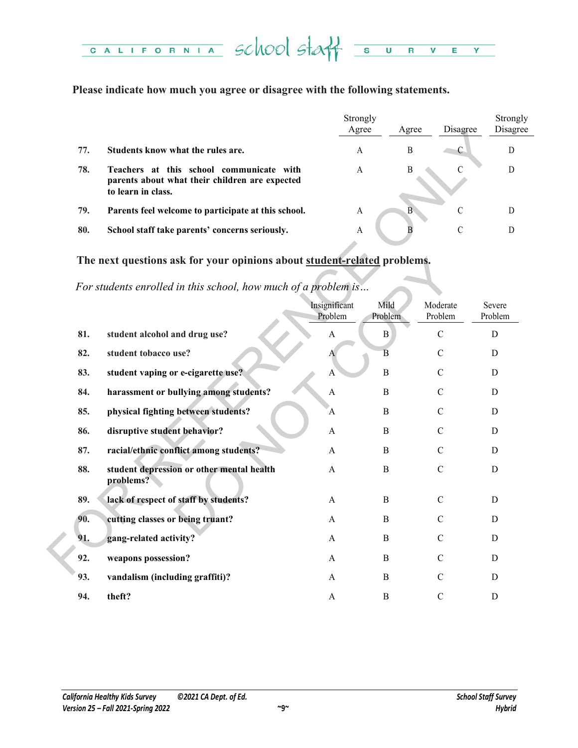**Please indicate how much you agree or disagree with the following statements.**

| | | Strongly Agree | Agree | Disagree | Strongly Disagree |
|---|---|---|---|---|---|
| 77. | **Students know what the rules are.** | A | B | C | D |
| 78. | **Teachers at this school communicate with parents about what their children are expected to learn in class.** | A | B | C | D |
| 79. | **Parents feel welcome to participate at this school.** | A | B | C | D |
| 80. | **School staff take parents' concerns seriously.** | A | B | C | D |

**The next questions ask for your opinions about <u>student-related</u> problems.**

*For students enrolled in this school, how much of a problem is…*

| | | Insignificant Problem | Mild Problem | Moderate Problem | Severe Problem |
|---|---|---|---|---|---|
| 81. | **student alcohol and drug use?** | A | B | C | D |
| 82. | **student tobacco use?** | A | B | C | D |
| 83. | **student vaping or e-cigarette use?** | A | B | C | D |
| 84. | **harassment or bullying among students?** | A | B | C | D |
| 85. | **physical fighting between students?** | A | B | C | D |
| 86. | **disruptive student behavior?** | A | B | C | D |
| 87. | **racial/ethnic conflict among students?** | A | B | C | D |
| 88. | **student depression or other mental health problems?** | A | B | C | D |
| 89. | **lack of respect of staff by students?** | A | B | C | D |
| 90. | **cutting classes or being truant?** | A | B | C | D |
| 91. | **gang-related activity?** | A | B | C | D |
| 92. | **weapons possession?** | A | B | C | D |
| 93. | **vandalism (including graffiti)?** | A | B | C | D |
| 94. | **theft?** | A | B | C | D |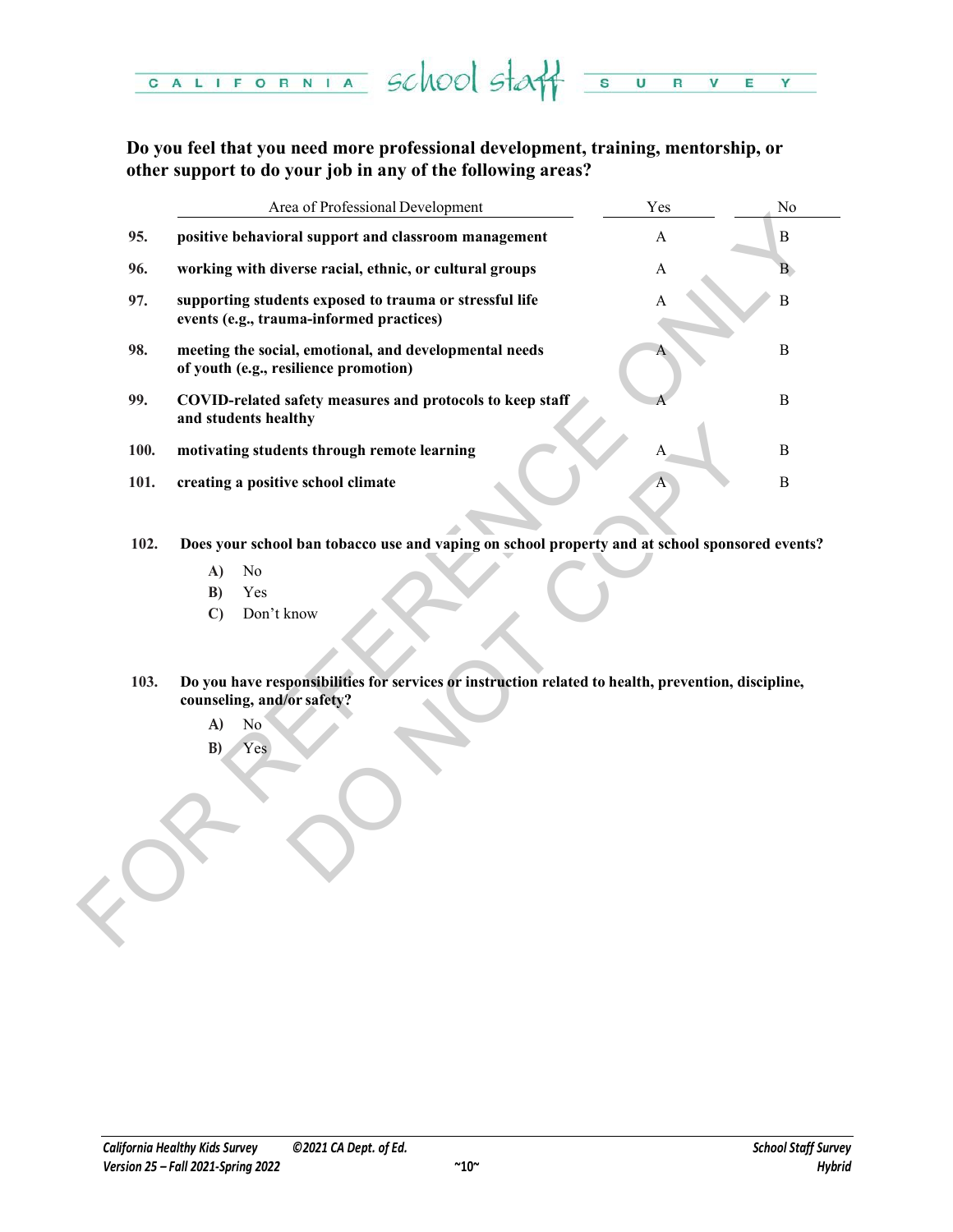**Do you feel that you need more professional development, training, mentorship, or other support to do your job in any of the following areas?**

| | Area of Professional Development | Yes | No |
|---|---|---|---|
| 95. | **positive behavioral support and classroom management** | A | B |
| 96. | **working with diverse racial, ethnic, or cultural groups** | A | B |
| 97. | **supporting students exposed to trauma or stressful life events (e.g., trauma-informed practices)** | A | B |
| 98. | **meeting the social, emotional, and developmental needs of youth (e.g., resilience promotion)** | A | B |
| 99. | **COVID-related safety measures and protocols to keep staff and students healthy** | A | B |
| 100. | **motivating students through remote learning** | A | B |
| 101. | **creating a positive school climate** | A | B |

**102. Does your school ban tobacco use and vaping on school property and at school sponsored events?**

- **A)** No
- **B)** Yes
- **C)** Don't know

**103. Do you have responsibilities for services or instruction related to health, prevention, discipline, counseling, and/or safety?**

- **A)** No
- **B)** Yes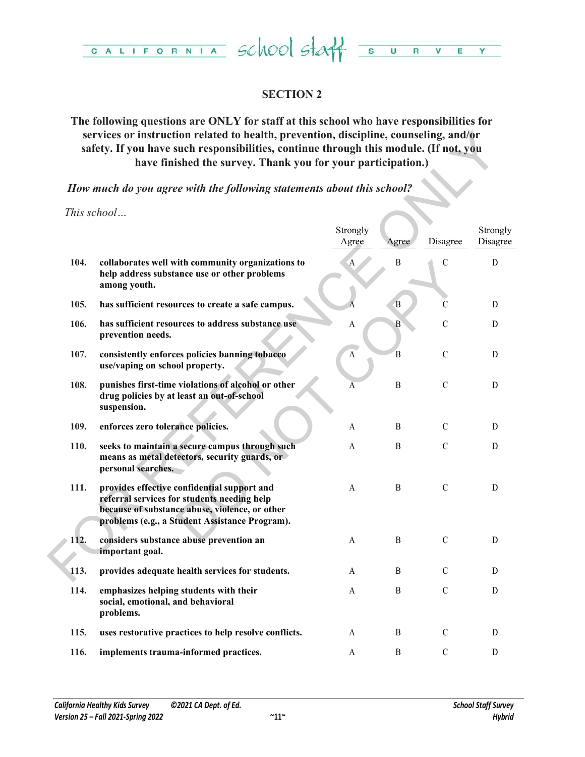## SECTION 2

**The following questions are ONLY for staff at this school who have responsibilities for services or instruction related to health, prevention, discipline, counseling, and/or safety. If you have such responsibilities, continue through this module. (If not, you have finished the survey. Thank you for your participation.)**

***How much do you agree with the following statements about this school?***

*This school…*

| | | Strongly Agree | Agree | Disagree | Strongly Disagree |
|---|---|---|---|---|---|
| 104. | **collaborates well with community organizations to help address substance use or other problems among youth.** | A | B | C | D |
| 105. | **has sufficient resources to create a safe campus.** | A | B | C | D |
| 106. | **has sufficient resources to address substance use prevention needs.** | A | B | C | D |
| 107. | **consistently enforces policies banning tobacco use/vaping on school property.** | A | B | C | D |
| 108. | **punishes first-time violations of alcohol or other drug policies by at least an out-of-school suspension.** | A | B | C | D |
| 109. | **enforces zero tolerance policies.** | A | B | C | D |
| 110. | **seeks to maintain a secure campus through such means as metal detectors, security guards, or personal searches.** | A | B | C | D |
| 111. | **provides effective confidential support and referral services for students needing help because of substance abuse, violence, or other problems (e.g., a Student Assistance Program).** | A | B | C | D |
| 112. | **considers substance abuse prevention an important goal.** | A | B | C | D |
| 113. | **provides adequate health services for students.** | A | B | C | D |
| 114. | **emphasizes helping students with their social, emotional, and behavioral problems.** | A | B | C | D |
| 115. | **uses restorative practices to help resolve conflicts.** | A | B | C | D |
| 116. | **implements trauma-informed practices.** | A | B | C | D |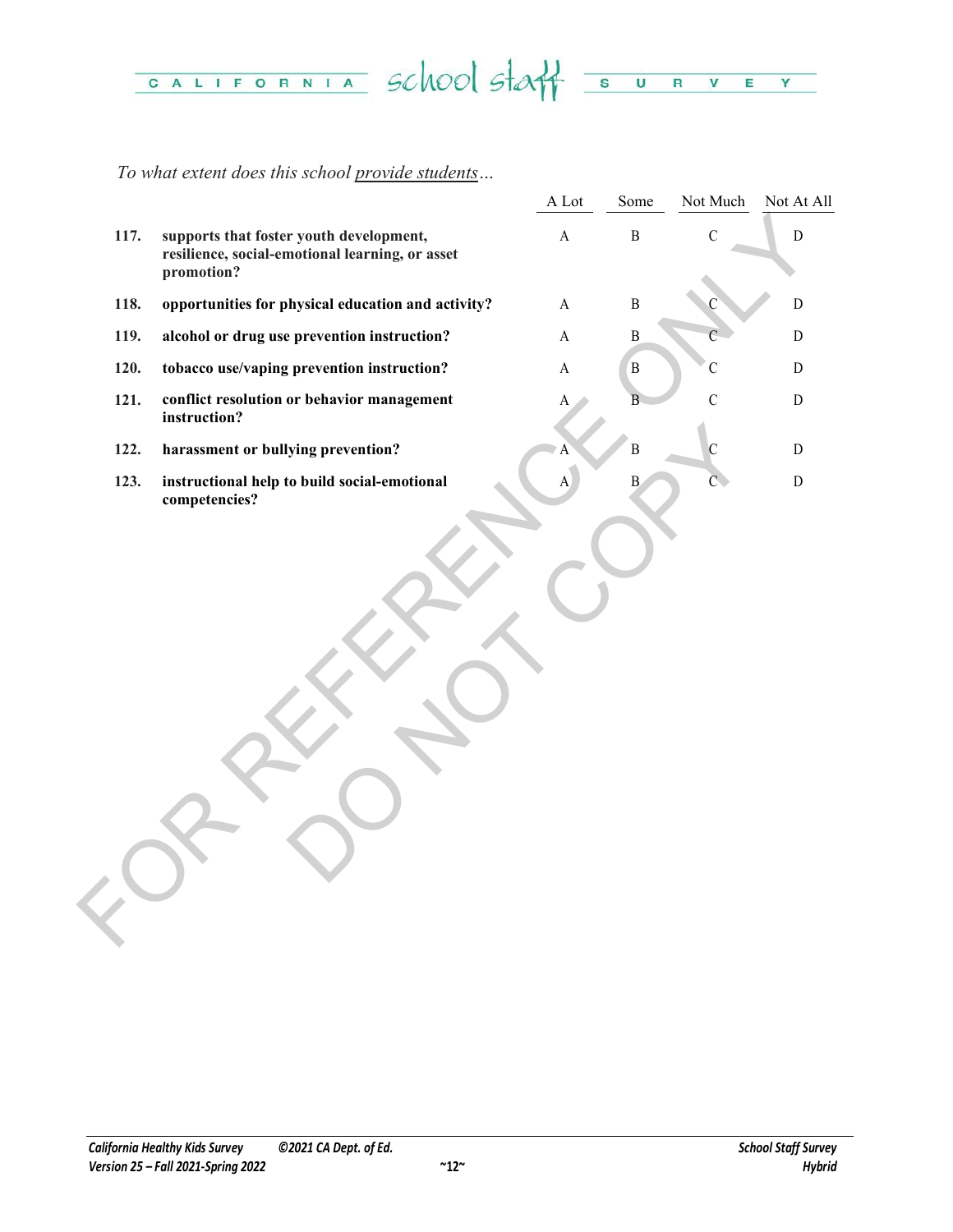*To what extent does this school provide students…*

| | | A Lot | Some | Not Much | Not At All |
|---|---|---|---|---|---|
| 117. | **supports that foster youth development, resilience, social-emotional learning, or asset promotion?** | A | B | C | D |
| 118. | **opportunities for physical education and activity?** | A | B | C | D |
| 119. | **alcohol or drug use prevention instruction?** | A | B | C | D |
| 120. | **tobacco use/vaping prevention instruction?** | A | B | C | D |
| 121. | **conflict resolution or behavior management instruction?** | A | B | C | D |
| 122. | **harassment or bullying prevention?** | A | B | C | D |
| 123. | **instructional help to build social-emotional competencies?** | A | B | C | D |